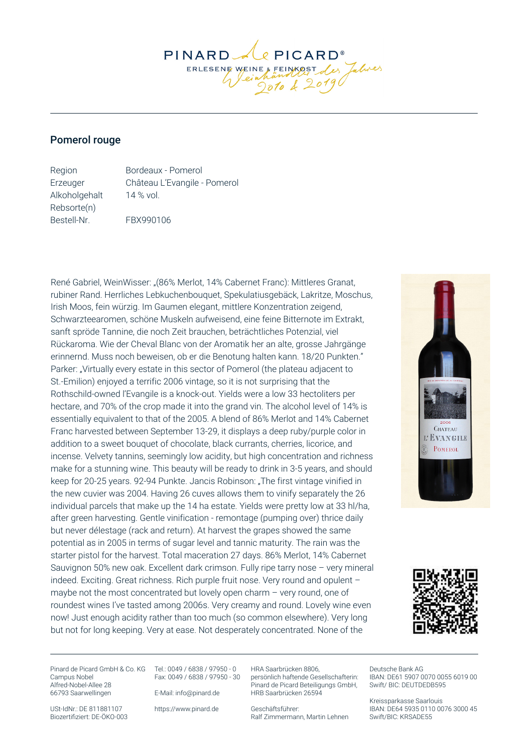## Pomerol rouge

| Region | Bordeaux - Pomerol |
| --- | --- |
| Erzeuger | Château L'Evangile - Pomerol |
| Alkoholgehalt | 14 % vol. |
| Rebsorte(n) | |
| Bestell-Nr. | FBX990106 |

René Gabriel, WeinWisser: „(86% Merlot, 14% Cabernet Franc): Mittleres Granat, rubiner Rand. Herrliches Lebkuchenbouquet, Spekulatiusgebäck, Lakritze, Moschus, Irish Moos, fein würzig. Im Gaumen elegant, mittlere Konzentration zeigend, Schwarzteearomen, schöne Muskeln aufweisend, eine feine Bitternote im Extrakt, sanft spröde Tannine, die noch Zeit brauchen, beträchtliches Potenzial, viel Rückaroma. Wie der Cheval Blanc von der Aromatik her an alte, grosse Jahrgänge erinnernd. Muss noch beweisen, ob er die Benotung halten kann. 18/20 Punkten." Parker: „Virtually every estate in this sector of Pomerol (the plateau adjacent to St.-Emilion) enjoyed a terrific 2006 vintage, so it is not surprising that the Rothschild-owned l'Evangile is a knock-out. Yields were a low 33 hectoliters per hectare, and 70% of the crop made it into the grand vin. The alcohol level of 14% is essentially equivalent to that of the 2005. A blend of 86% Merlot and 14% Cabernet Franc harvested between September 13-29, it displays a deep ruby/purple color in addition to a sweet bouquet of chocolate, black currants, cherries, licorice, and incense. Velvety tannins, seemingly low acidity, but high concentration and richness make for a stunning wine. This beauty will be ready to drink in 3-5 years, and should keep for 20-25 years. 92-94 Punkte. Jancis Robinson: „The first vintage vinified in the new cuvier was 2004. Having 26 cuves allows them to vinify separately the 26 individual parcels that make up the 14 ha estate. Yields were pretty low at 33 hl/ha, after green harvesting. Gentle vinification - remontage (pumping over) thrice daily but never délestage (rack and return). At harvest the grapes showed the same potential as in 2005 in terms of sugar level and tannic maturity. The rain was the starter pistol for the harvest. Total maceration 27 days. 86% Merlot, 14% Cabernet Sauvignon 50% new oak. Excellent dark crimson. Fully ripe tarry nose – very mineral indeed. Exciting. Great richness. Rich purple fruit nose. Very round and opulent – maybe not the most concentrated but lovely open charm – very round, one of roundest wines I've tasted among 2006s. Very creamy and round. Lovely wine even now! Just enough acidity rather than too much (so common elsewhere). Very long but not for long keeping. Very at ease. Not desperately concentrated. None of the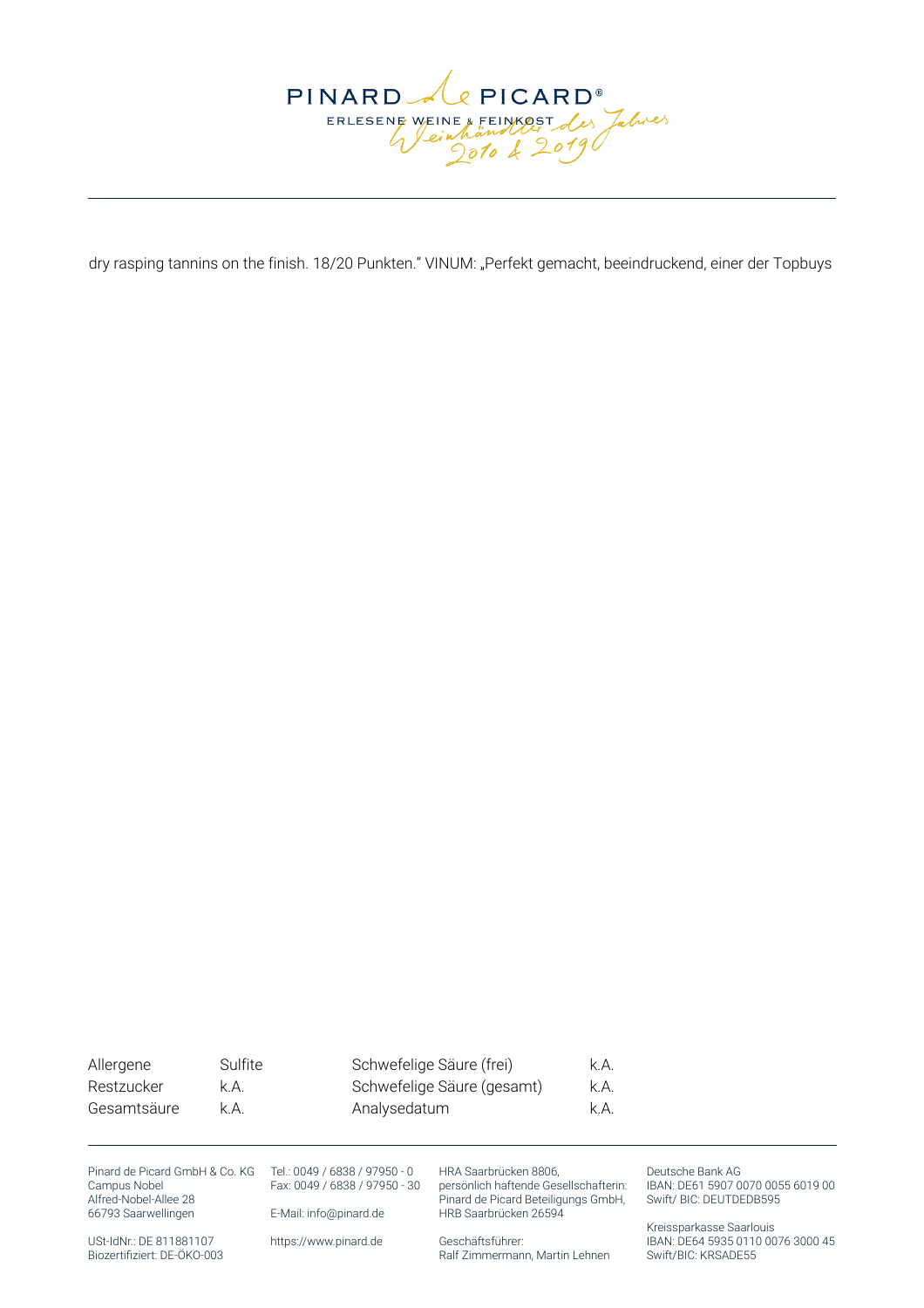dry rasping tannins on the finish. 18/20 Punkten." VINUM: „Perfekt gemacht, beeindruckend, einer der Topbuys

| | | | |
|---|---|---|---|
| Allergene | Sulfite | Schwefelige Säure (frei) | k.A. |
| Restzucker | k.A. | Schwefelige Säure (gesamt) | k.A. |
| Gesamtsäure | k.A. | Analysedatum | k.A. |